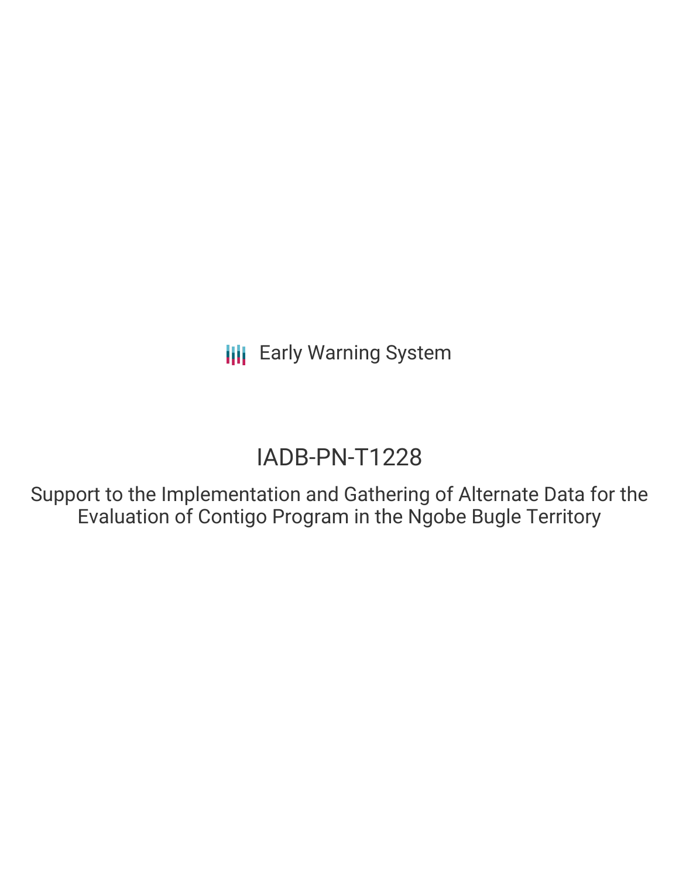Early Warning System

# IADB-PN-T1228

## Support to the Implementation and Gathering of Alternate Data for the Evaluation of Contigo Program in the Ngobe Bugle Territory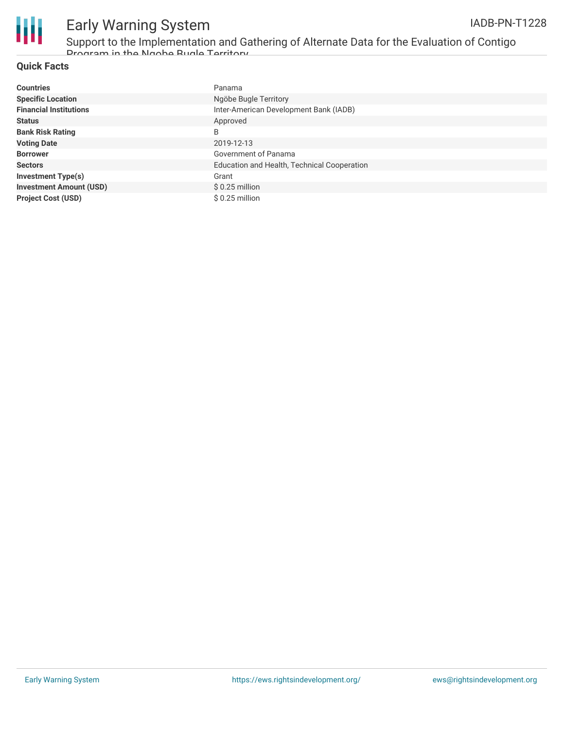## Quick Facts

| | |
|---|---|
| **Countries** | Panama |
| **Specific Location** | Ngöbe Bugle Territory |
| **Financial Institutions** | Inter-American Development Bank (IADB) |
| **Status** | Approved |
| **Bank Risk Rating** | B |
| **Voting Date** | 2019-12-13 |
| **Borrower** | Government of Panama |
| **Sectors** | Education and Health, Technical Cooperation |
| **Investment Type(s)** | Grant |
| **Investment Amount (USD)** | $ 0.25 million |
| **Project Cost (USD)** | $ 0.25 million |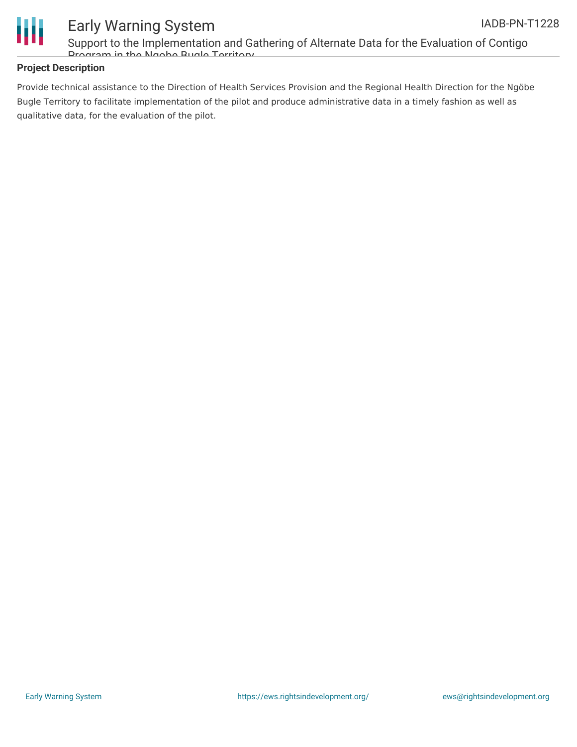## Project Description

Provide technical assistance to the Direction of Health Services Provision and the Regional Health Direction for the Ngöbe Bugle Territory to facilitate implementation of the pilot and produce administrative data in a timely fashion as well as qualitative data, for the evaluation of the pilot.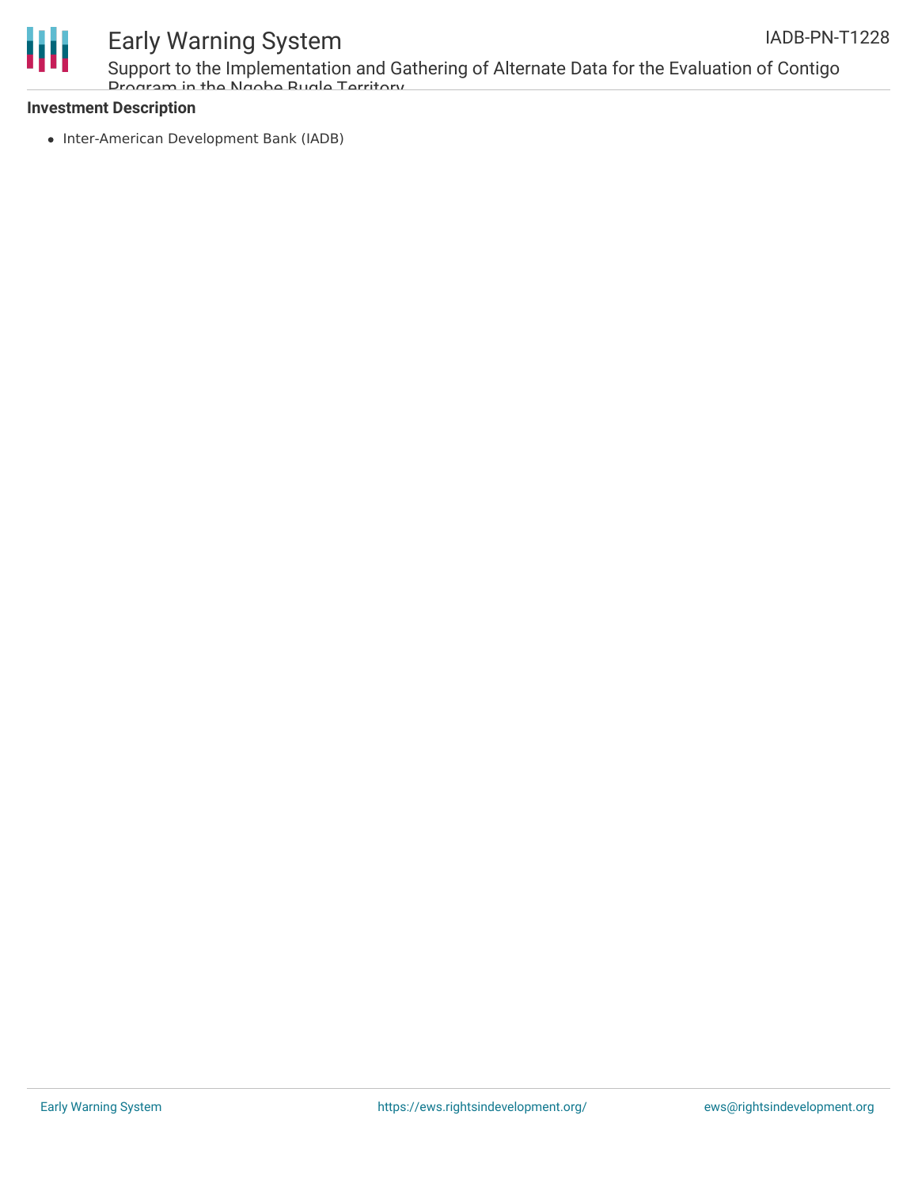### Investment Description

- Inter-American Development Bank (IADB)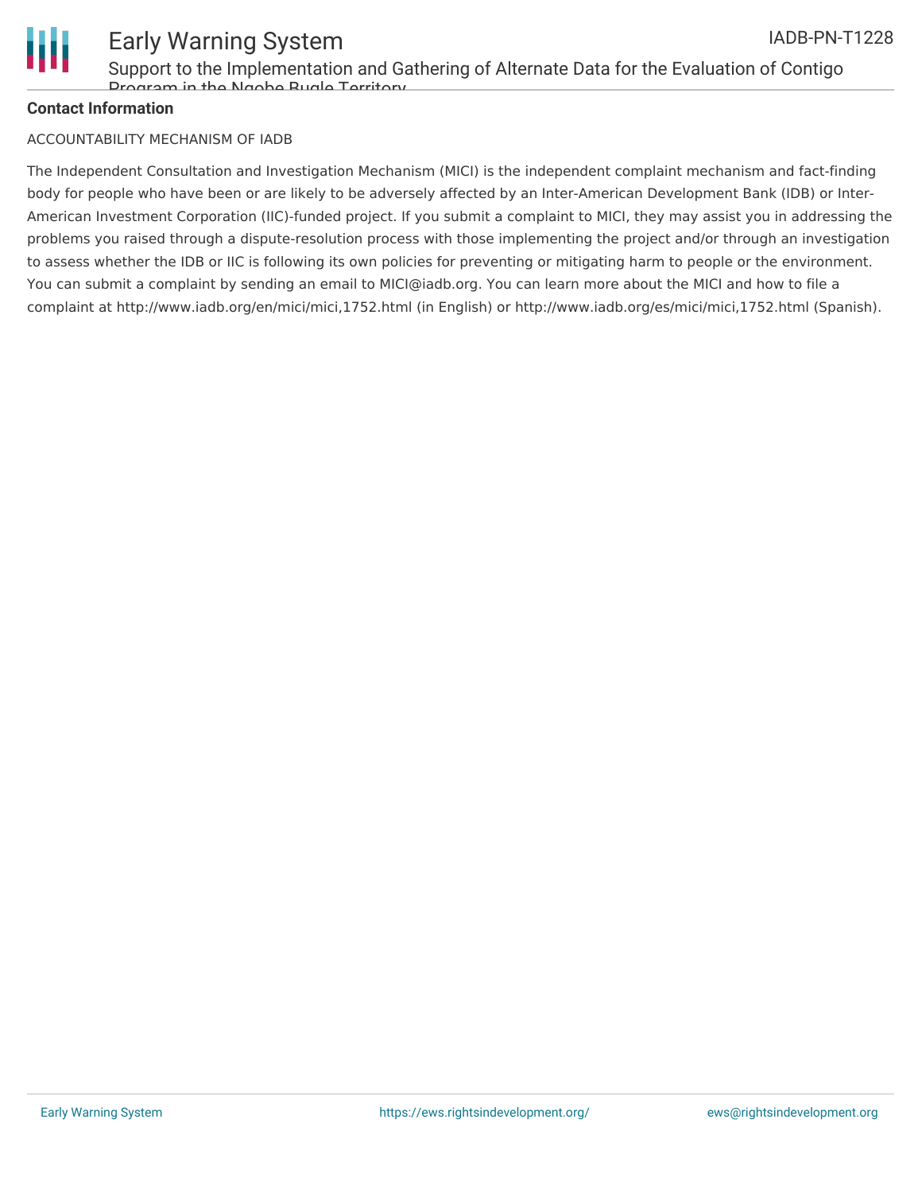**Contact Information**

ACCOUNTABILITY MECHANISM OF IADB

The Independent Consultation and Investigation Mechanism (MICI) is the independent complaint mechanism and fact-finding body for people who have been or are likely to be adversely affected by an Inter-American Development Bank (IDB) or Inter-American Investment Corporation (IIC)-funded project. If you submit a complaint to MICI, they may assist you in addressing the problems you raised through a dispute-resolution process with those implementing the project and/or through an investigation to assess whether the IDB or IIC is following its own policies for preventing or mitigating harm to people or the environment. You can submit a complaint by sending an email to MICI@iadb.org. You can learn more about the MICI and how to file a complaint at http://www.iadb.org/en/mici/mici,1752.html (in English) or http://www.iadb.org/es/mici/mici,1752.html (Spanish).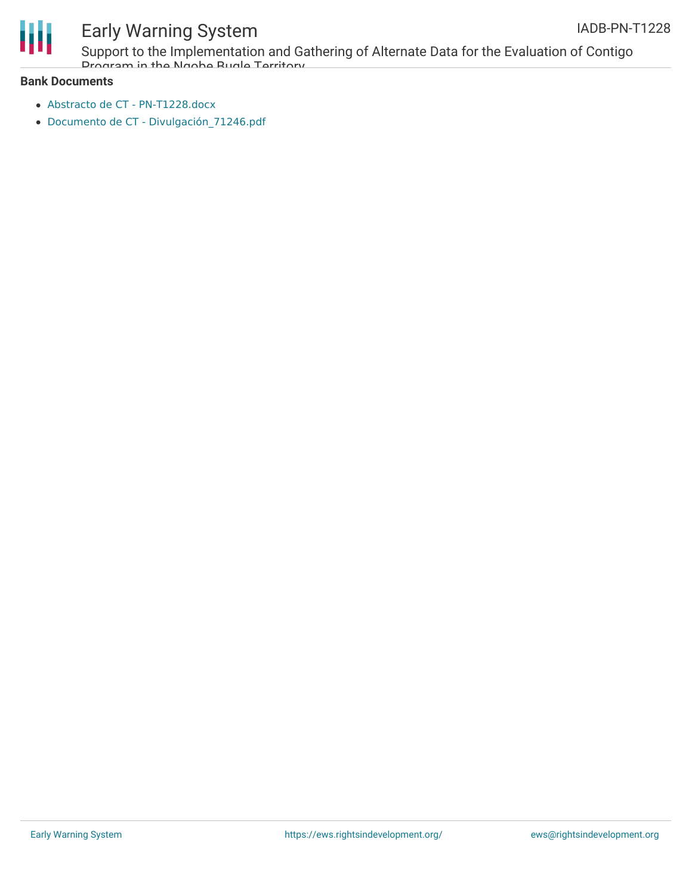**Bank Documents**

- Abstracto de CT - PN-T1228.docx
- Documento de CT - Divulgación_71246.pdf